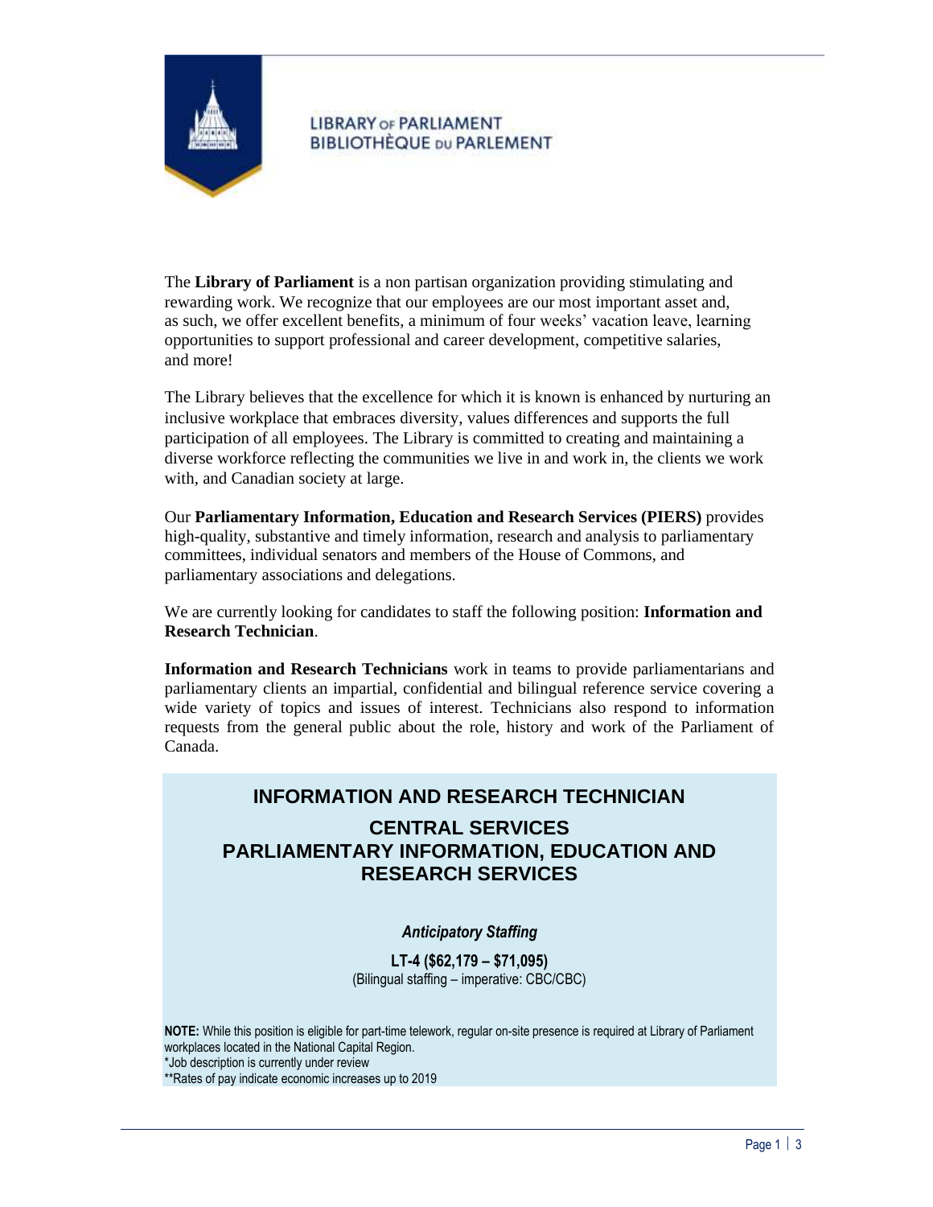LIBRARY OF PARLIAMENT
BIBLIOTHÈQUE DU PARLEMENT

The **Library of Parliament** is a non partisan organization providing stimulating and rewarding work. We recognize that our employees are our most important asset and, as such, we offer excellent benefits, a minimum of four weeks' vacation leave, learning opportunities to support professional and career development, competitive salaries, and more!

The Library believes that the excellence for which it is known is enhanced by nurturing an inclusive workplace that embraces diversity, values differences and supports the full participation of all employees. The Library is committed to creating and maintaining a diverse workforce reflecting the communities we live in and work in, the clients we work with, and Canadian society at large.

Our **Parliamentary Information, Education and Research Services (PIERS)** provides high-quality, substantive and timely information, research and analysis to parliamentary committees, individual senators and members of the House of Commons, and parliamentary associations and delegations.

We are currently looking for candidates to staff the following position: **Information and Research Technician**.

**Information and Research Technicians** work in teams to provide parliamentarians and parliamentary clients an impartial, confidential and bilingual reference service covering a wide variety of topics and issues of interest. Technicians also respond to information requests from the general public about the role, history and work of the Parliament of Canada.

## INFORMATION AND RESEARCH TECHNICIAN

## CENTRAL SERVICES
## PARLIAMENTARY INFORMATION, EDUCATION AND RESEARCH SERVICES

***Anticipatory Staffing***

**LT-4 ($62,179 – $71,095)**
(Bilingual staffing – imperative: CBC/CBC)

**NOTE:** While this position is eligible for part-time telework, regular on-site presence is required at Library of Parliament workplaces located in the National Capital Region.
*Job description is currently under review
**Rates of pay indicate economic increases up to 2019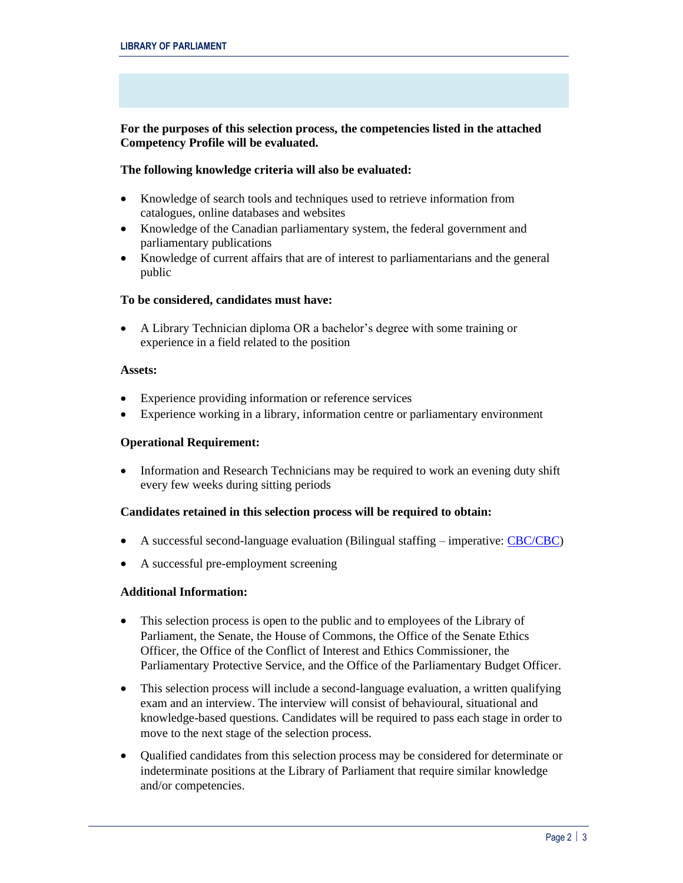**For the purposes of this selection process, the competencies listed in the attached Competency Profile will be evaluated.**

**The following knowledge criteria will also be evaluated:**

- Knowledge of search tools and techniques used to retrieve information from catalogues, online databases and websites
- Knowledge of the Canadian parliamentary system, the federal government and parliamentary publications
- Knowledge of current affairs that are of interest to parliamentarians and the general public

**To be considered, candidates must have:**

- A Library Technician diploma OR a bachelor's degree with some training or experience in a field related to the position

**Assets:**

- Experience providing information or reference services
- Experience working in a library, information centre or parliamentary environment

**Operational Requirement:**

- Information and Research Technicians may be required to work an evening duty shift every few weeks during sitting periods

**Candidates retained in this selection process will be required to obtain:**

- A successful second-language evaluation (Bilingual staffing – imperative: CBC/CBC)
- A successful pre-employment screening

**Additional Information:**

- This selection process is open to the public and to employees of the Library of Parliament, the Senate, the House of Commons, the Office of the Senate Ethics Officer, the Office of the Conflict of Interest and Ethics Commissioner, the Parliamentary Protective Service, and the Office of the Parliamentary Budget Officer.
- This selection process will include a second-language evaluation, a written qualifying exam and an interview. The interview will consist of behavioural, situational and knowledge-based questions. Candidates will be required to pass each stage in order to move to the next stage of the selection process.
- Qualified candidates from this selection process may be considered for determinate or indeterminate positions at the Library of Parliament that require similar knowledge and/or competencies.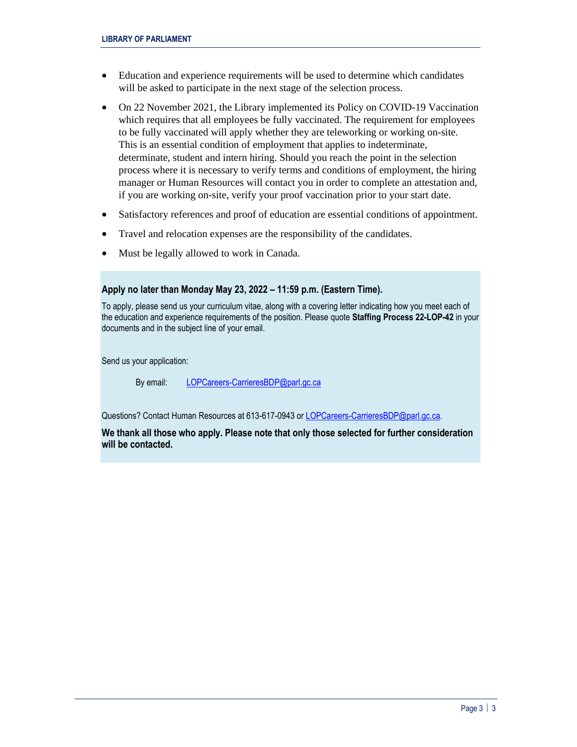- Education and experience requirements will be used to determine which candidates will be asked to participate in the next stage of the selection process.
- On 22 November 2021, the Library implemented its Policy on COVID-19 Vaccination which requires that all employees be fully vaccinated. The requirement for employees to be fully vaccinated will apply whether they are teleworking or working on-site. This is an essential condition of employment that applies to indeterminate, determinate, student and intern hiring. Should you reach the point in the selection process where it is necessary to verify terms and conditions of employment, the hiring manager or Human Resources will contact you in order to complete an attestation and, if you are working on-site, verify your proof vaccination prior to your start date.
- Satisfactory references and proof of education are essential conditions of appointment.
- Travel and relocation expenses are the responsibility of the candidates.
- Must be legally allowed to work in Canada.

**Apply no later than Monday May 23, 2022 – 11:59 p.m. (Eastern Time).**

To apply, please send us your curriculum vitae, along with a covering letter indicating how you meet each of the education and experience requirements of the position. Please quote **Staffing Process 22-LOP-42** in your documents and in the subject line of your email.

Send us your application:

By email: LOPCareers-CarrieresBDP@parl.gc.ca

Questions? Contact Human Resources at 613-617-0943 or LOPCareers-CarrieresBDP@parl.gc.ca.

**We thank all those who apply. Please note that only those selected for further consideration will be contacted.**